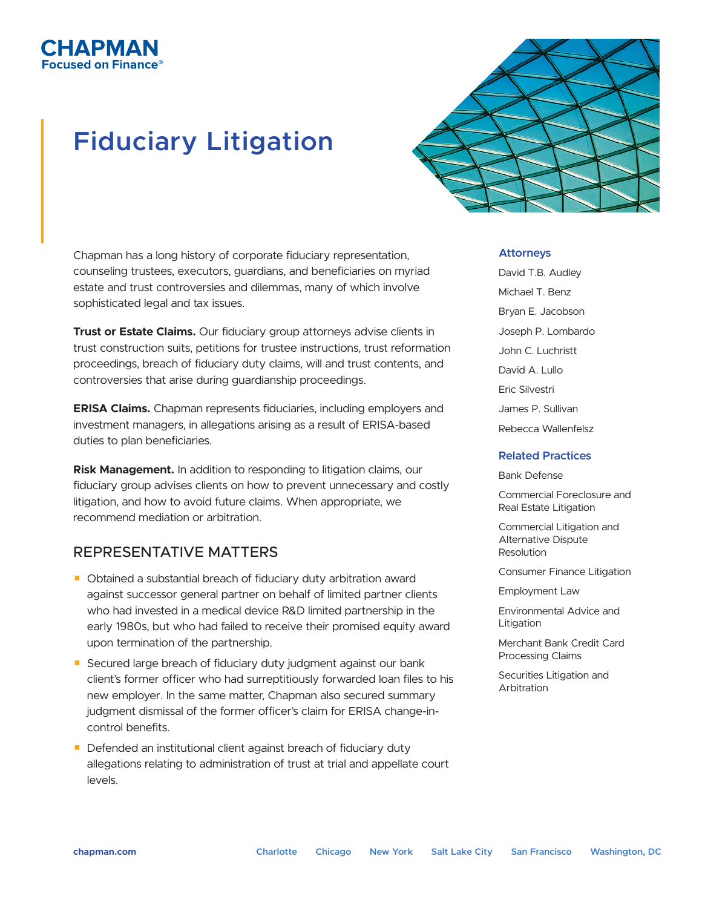CHAPMAN
Focused on Finance®

# Fiduciary Litigation

Chapman has a long history of corporate fiduciary representation, counseling trustees, executors, guardians, and beneficiaries on myriad estate and trust controversies and dilemmas, many of which involve sophisticated legal and tax issues.

**Trust or Estate Claims.** Our fiduciary group attorneys advise clients in trust construction suits, petitions for trustee instructions, trust reformation proceedings, breach of fiduciary duty claims, will and trust contents, and controversies that arise during guardianship proceedings.

**ERISA Claims.** Chapman represents fiduciaries, including employers and investment managers, in allegations arising as a result of ERISA-based duties to plan beneficiaries.

**Risk Management.** In addition to responding to litigation claims, our fiduciary group advises clients on how to prevent unnecessary and costly litigation, and how to avoid future claims. When appropriate, we recommend mediation or arbitration.

## REPRESENTATIVE MATTERS

- Obtained a substantial breach of fiduciary duty arbitration award against successor general partner on behalf of limited partner clients who had invested in a medical device R&D limited partnership in the early 1980s, but who had failed to receive their promised equity award upon termination of the partnership.
- Secured large breach of fiduciary duty judgment against our bank client's former officer who had surreptitiously forwarded loan files to his new employer. In the same matter, Chapman also secured summary judgment dismissal of the former officer's claim for ERISA change-in-control benefits.
- Defended an institutional client against breach of fiduciary duty allegations relating to administration of trust at trial and appellate court levels.

### Attorneys

- David T.B. Audley
- Michael T. Benz
- Bryan E. Jacobson
- Joseph P. Lombardo
- John C. Luchristt
- David A. Lullo
- Eric Silvestri
- James P. Sullivan
- Rebecca Wallenfelsz

### Related Practices

- Bank Defense
- Commercial Foreclosure and Real Estate Litigation
- Commercial Litigation and Alternative Dispute Resolution
- Consumer Finance Litigation
- Employment Law
- Environmental Advice and Litigation
- Merchant Bank Credit Card Processing Claims
- Securities Litigation and Arbitration

chapman.com | Charlotte | Chicago | New York | Salt Lake City | San Francisco | Washington, DC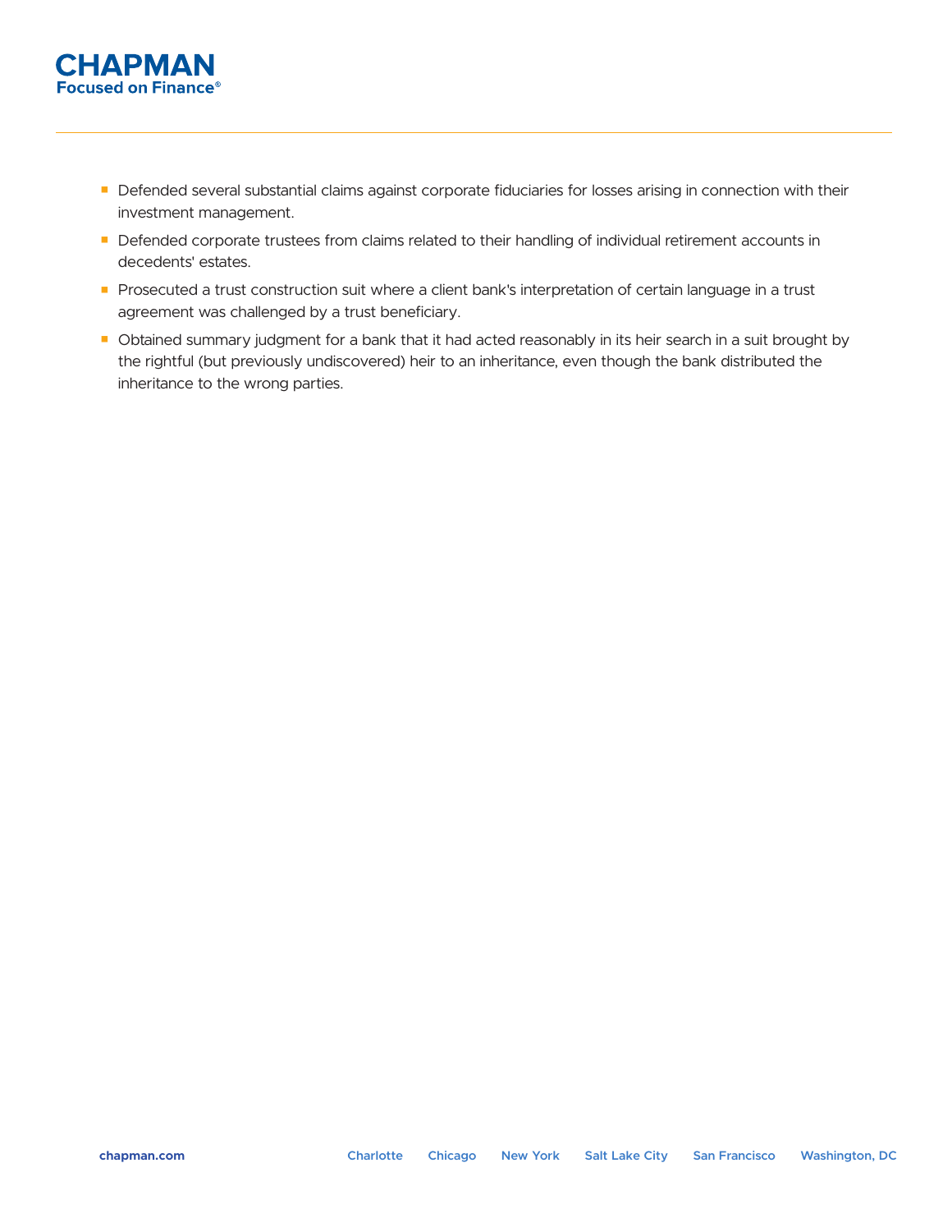- Defended several substantial claims against corporate fiduciaries for losses arising in connection with their investment management.
- Defended corporate trustees from claims related to their handling of individual retirement accounts in decedents' estates.
- Prosecuted a trust construction suit where a client bank's interpretation of certain language in a trust agreement was challenged by a trust beneficiary.
- Obtained summary judgment for a bank that it had acted reasonably in its heir search in a suit brought by the rightful (but previously undiscovered) heir to an inheritance, even though the bank distributed the inheritance to the wrong parties.